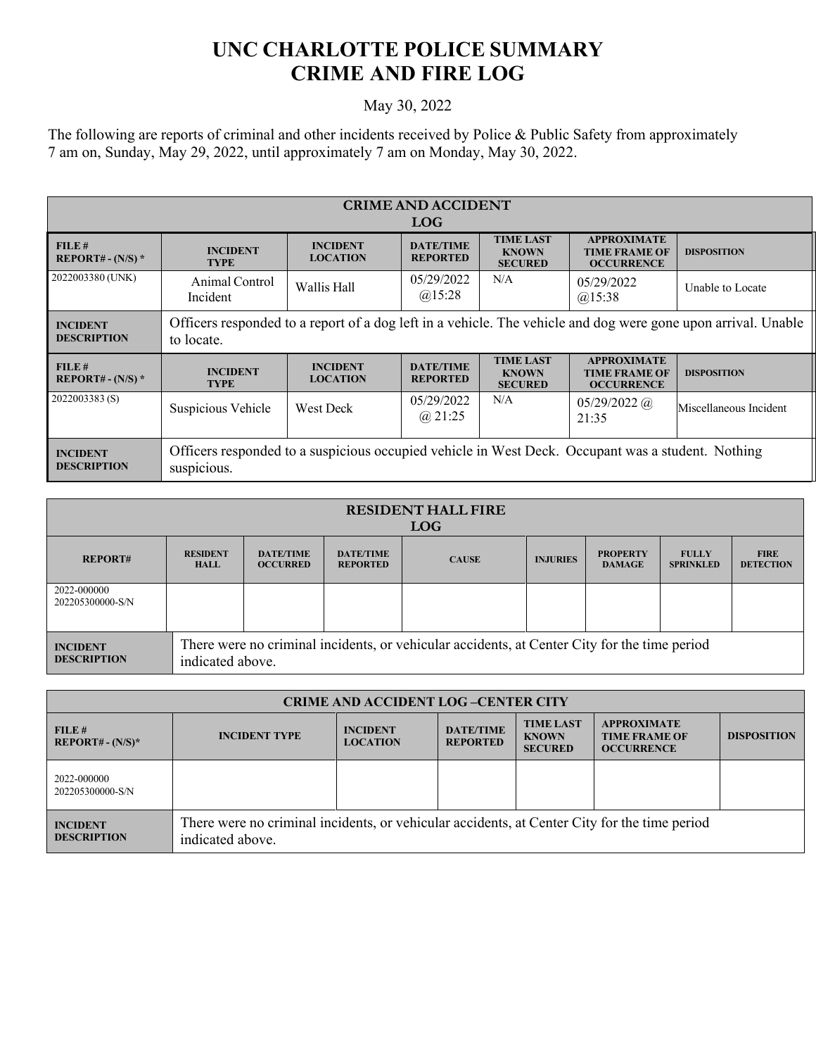# UNC CHARLOTTE POLICE SUMMARY
# CRIME AND FIRE LOG

May 30, 2022

The following are reports of criminal and other incidents received by Police & Public Safety from approximately 7 am on, Sunday, May 29, 2022, until approximately 7 am on Monday, May 30, 2022.

| CRIME AND ACCIDENT LOG | | | | | | |
|---|---|---|---|---|---|---|
| **FILE # REPORT# - (N/S) *** | **INCIDENT TYPE** | **INCIDENT LOCATION** | **DATE/TIME REPORTED** | **TIME LAST KNOWN SECURED** | **APPROXIMATE TIME FRAME OF OCCURRENCE** | **DISPOSITION** |
| 2022003380 (UNK) | Animal Control Incident | Wallis Hall | 05/29/2022 @15:28 | N/A | 05/29/2022 @15:38 | Unable to Locate |
| **INCIDENT DESCRIPTION** | Officers responded to a report of a dog left in a vehicle. The vehicle and dog were gone upon arrival. Unable to locate. | | | | | |
| **FILE # REPORT# - (N/S) *** | **INCIDENT TYPE** | **INCIDENT LOCATION** | **DATE/TIME REPORTED** | **TIME LAST KNOWN SECURED** | **APPROXIMATE TIME FRAME OF OCCURRENCE** | **DISPOSITION** |
| 2022003383 (S) | Suspicious Vehicle | West Deck | 05/29/2022 @ 21:25 | N/A | 05/29/2022 @ 21:35 | Miscellaneous Incident |
| **INCIDENT DESCRIPTION** | Officers responded to a suspicious occupied vehicle in West Deck. Occupant was a student. Nothing suspicious. | | | | | |

| RESIDENT HALL FIRE LOG | | | | | | | | |
|---|---|---|---|---|---|---|---|---|
| **REPORT#** | **RESIDENT HALL** | **DATE/TIME OCCURRED** | **DATE/TIME REPORTED** | **CAUSE** | **INJURIES** | **PROPERTY DAMAGE** | **FULLY SPRINKLED** | **FIRE DETECTION** |
| 2022-000000 202205300000-S/N | | | | | | | | |
| **INCIDENT DESCRIPTION** | There were no criminal incidents, or vehicular accidents, at Center City for the time period indicated above. | | | | | | | |

| CRIME AND ACCIDENT LOG –CENTER CITY | | | | | | |
|---|---|---|---|---|---|---|
| **FILE # REPORT# - (N/S)*** | **INCIDENT TYPE** | **INCIDENT LOCATION** | **DATE/TIME REPORTED** | **TIME LAST KNOWN SECURED** | **APPROXIMATE TIME FRAME OF OCCURRENCE** | **DISPOSITION** |
| 2022-000000 202205300000-S/N | | | | | | |
| **INCIDENT DESCRIPTION** | There were no criminal incidents, or vehicular accidents, at Center City for the time period indicated above. | | | | | |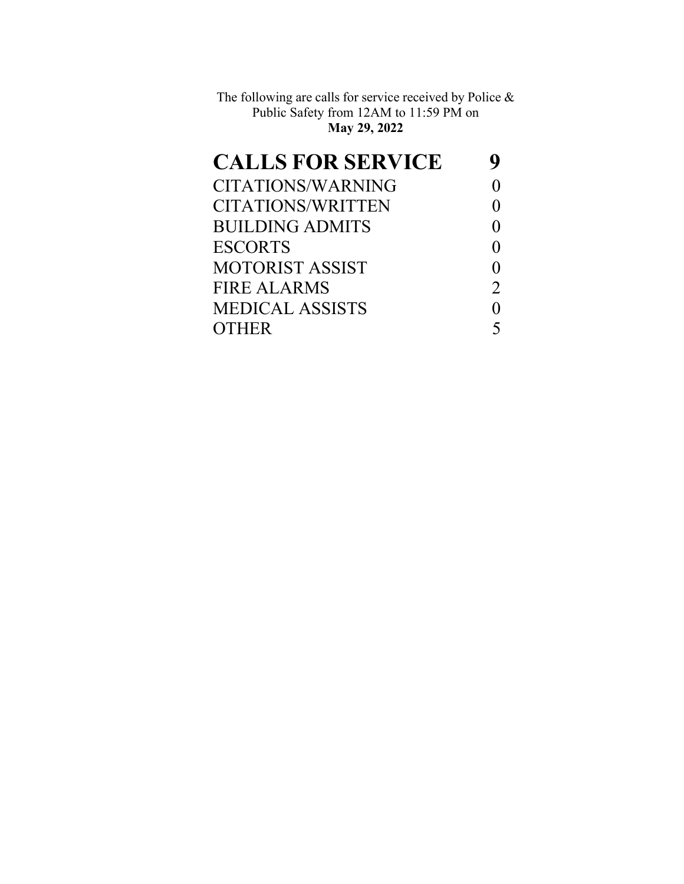The following are calls for service received by Police & Public Safety from 12AM to 11:59 PM on
**May 29, 2022**

| | |
|---|---|
| **CALLS FOR SERVICE** | **9** |
| CITATIONS/WARNING | 0 |
| CITATIONS/WRITTEN | 0 |
| BUILDING ADMITS | 0 |
| ESCORTS | 0 |
| MOTORIST ASSIST | 0 |
| FIRE ALARMS | 2 |
| MEDICAL ASSISTS | 0 |
| OTHER | 5 |